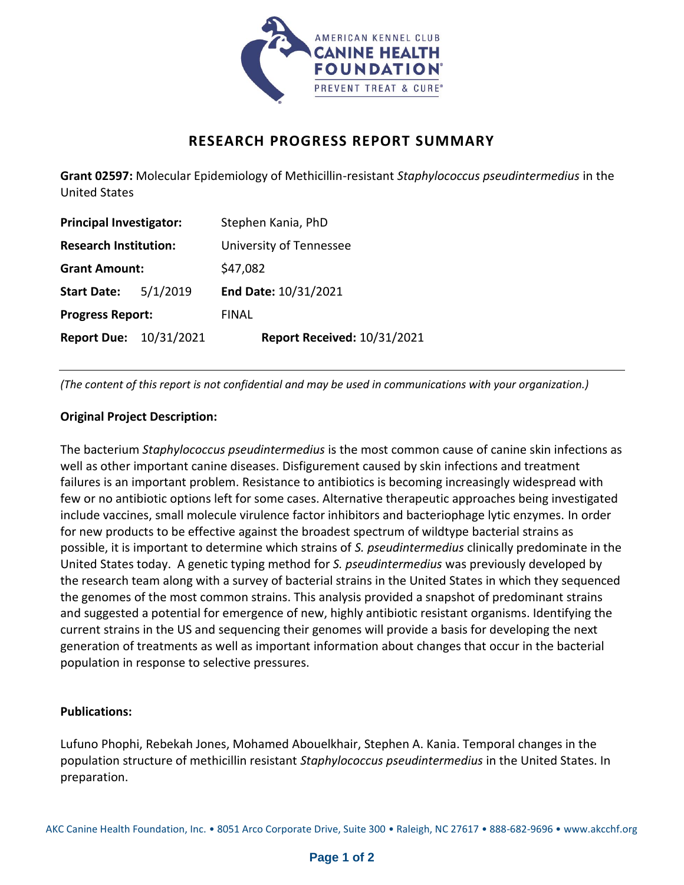AMERICAN KENNEL CLUB
CANINE HEALTH FOUNDATION
PREVENT TREAT & CURE

## RESEARCH PROGRESS REPORT SUMMARY

**Grant 02597:** Molecular Epidemiology of Methicillin-resistant *Staphylococcus pseudintermedius* in the United States

**Principal Investigator:** Stephen Kania, PhD
**Research Institution:** University of Tennessee
**Grant Amount:** $47,082
**Start Date:** 5/1/2019 **End Date:** 10/31/2021
**Progress Report:** FINAL
**Report Due:** 10/31/2021 **Report Received:** 10/31/2021

---

*(The content of this report is not confidential and may be used in communications with your organization.)*

**Original Project Description:**

The bacterium *Staphylococcus pseudintermedius* is the most common cause of canine skin infections as well as other important canine diseases. Disfigurement caused by skin infections and treatment failures is an important problem. Resistance to antibiotics is becoming increasingly widespread with few or no antibiotic options left for some cases. Alternative therapeutic approaches being investigated include vaccines, small molecule virulence factor inhibitors and bacteriophage lytic enzymes. In order for new products to be effective against the broadest spectrum of wildtype bacterial strains as possible, it is important to determine which strains of *S. pseudintermedius* clinically predominate in the United States today. A genetic typing method for *S. pseudintermedius* was previously developed by the research team along with a survey of bacterial strains in the United States in which they sequenced the genomes of the most common strains. This analysis provided a snapshot of predominant strains and suggested a potential for emergence of new, highly antibiotic resistant organisms. Identifying the current strains in the US and sequencing their genomes will provide a basis for developing the next generation of treatments as well as important information about changes that occur in the bacterial population in response to selective pressures.

**Publications:**

Lufuno Phophi, Rebekah Jones, Mohamed Abouelkhair, Stephen A. Kania. Temporal changes in the population structure of methicillin resistant *Staphylococcus pseudintermedius* in the United States. In preparation.

AKC Canine Health Foundation, Inc. • 8051 Arco Corporate Drive, Suite 300 • Raleigh, NC 27617 • 888-682-9696 • www.akcchf.org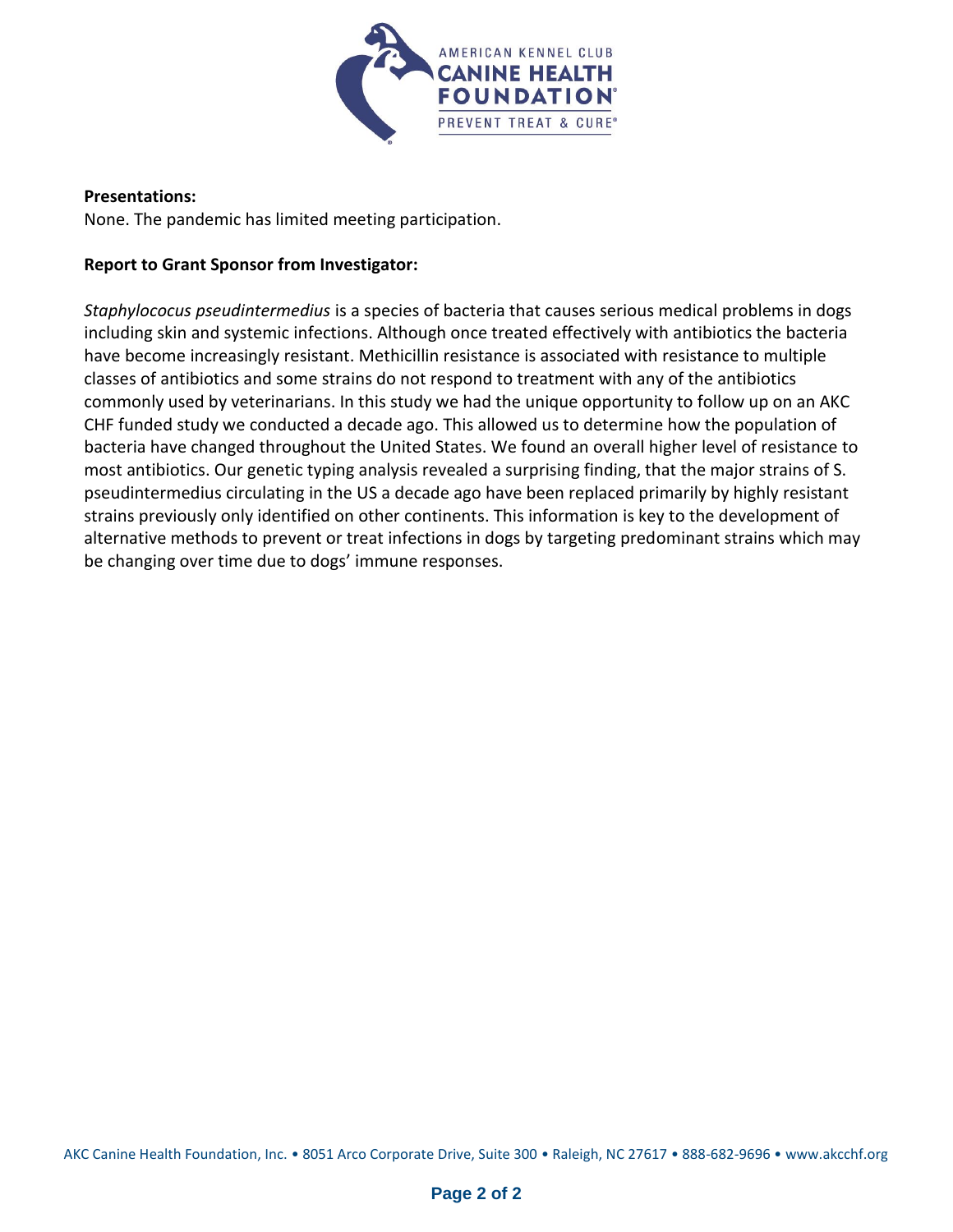**Presentations:**

None. The pandemic has limited meeting participation.

**Report to Grant Sponsor from Investigator:**

*Staphylococus pseudintermedius* is a species of bacteria that causes serious medical problems in dogs including skin and systemic infections. Although once treated effectively with antibiotics the bacteria have become increasingly resistant. Methicillin resistance is associated with resistance to multiple classes of antibiotics and some strains do not respond to treatment with any of the antibiotics commonly used by veterinarians. In this study we had the unique opportunity to follow up on an AKC CHF funded study we conducted a decade ago. This allowed us to determine how the population of bacteria have changed throughout the United States. We found an overall higher level of resistance to most antibiotics. Our genetic typing analysis revealed a surprising finding, that the major strains of S. pseudintermedius circulating in the US a decade ago have been replaced primarily by highly resistant strains previously only identified on other continents. This information is key to the development of alternative methods to prevent or treat infections in dogs by targeting predominant strains which may be changing over time due to dogs' immune responses.